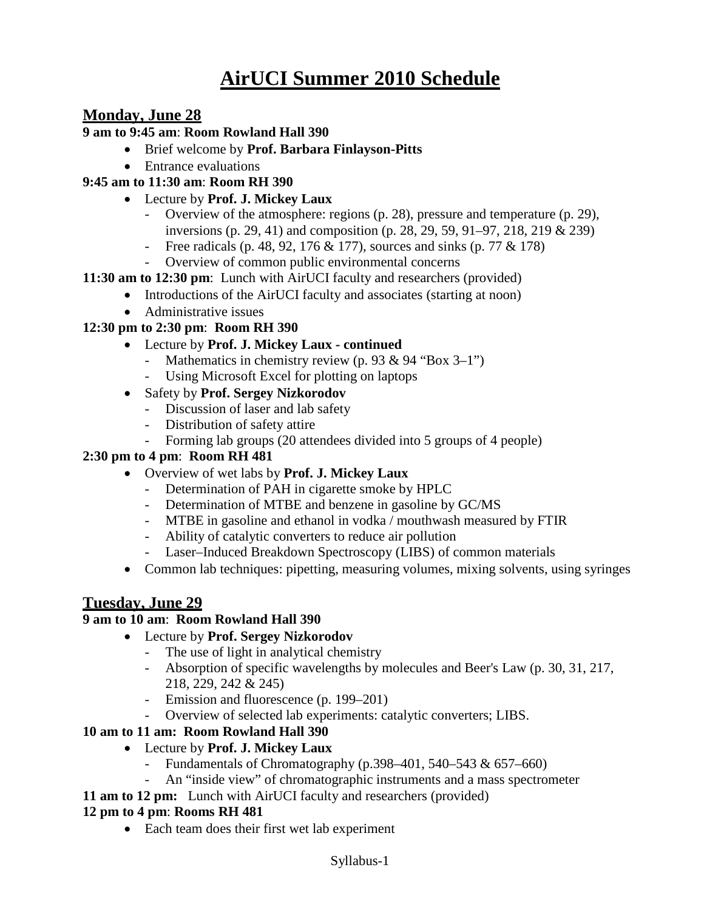# AirUCI Summer 2010 Schedule

## Monday, June 28

**9 am to 9:45 am**: **Room Rowland Hall 390**

- Brief welcome by **Prof. Barbara Finlayson-Pitts**
- Entrance evaluations

**9:45 am to 11:30 am**: **Room RH 390**

- Lecture by **Prof. J. Mickey Laux**
  - Overview of the atmosphere: regions (p. 28), pressure and temperature (p. 29), inversions (p. 29, 41) and composition (p. 28, 29, 59, 91–97, 218, 219 & 239)
  - Free radicals (p. 48, 92, 176 & 177), sources and sinks (p. 77 & 178)
  - Overview of common public environmental concerns

**11:30 am to 12:30 pm**: Lunch with AirUCI faculty and researchers (provided)

- Introductions of the AirUCI faculty and associates (starting at noon)
- Administrative issues

**12:30 pm to 2:30 pm**: **Room RH 390**

- Lecture by **Prof. J. Mickey Laux - continued**
  - Mathematics in chemistry review (p. 93 & 94 "Box 3–1")
  - Using Microsoft Excel for plotting on laptops
- Safety by **Prof. Sergey Nizkorodov**
  - Discussion of laser and lab safety
  - Distribution of safety attire
  - Forming lab groups (20 attendees divided into 5 groups of 4 people)

**2:30 pm to 4 pm**: **Room RH 481**

- Overview of wet labs by **Prof. J. Mickey Laux**
  - Determination of PAH in cigarette smoke by HPLC
  - Determination of MTBE and benzene in gasoline by GC/MS
  - MTBE in gasoline and ethanol in vodka / mouthwash measured by FTIR
  - Ability of catalytic converters to reduce air pollution
  - Laser–Induced Breakdown Spectroscopy (LIBS) of common materials
- Common lab techniques: pipetting, measuring volumes, mixing solvents, using syringes

## Tuesday, June 29

**9 am to 10 am**: **Room Rowland Hall 390**

- Lecture by **Prof. Sergey Nizkorodov**
  - The use of light in analytical chemistry
  - Absorption of specific wavelengths by molecules and Beer's Law (p. 30, 31, 217, 218, 229, 242 & 245)
  - Emission and fluorescence (p. 199–201)
  - Overview of selected lab experiments: catalytic converters; LIBS.

**10 am to 11 am: Room Rowland Hall 390**

- Lecture by **Prof. J. Mickey Laux**
  - Fundamentals of Chromatography (p.398–401, 540–543 & 657–660)
  - An "inside view" of chromatographic instruments and a mass spectrometer

**11 am to 12 pm:** Lunch with AirUCI faculty and researchers (provided)

**12 pm to 4 pm**: **Rooms RH 481**

- Each team does their first wet lab experiment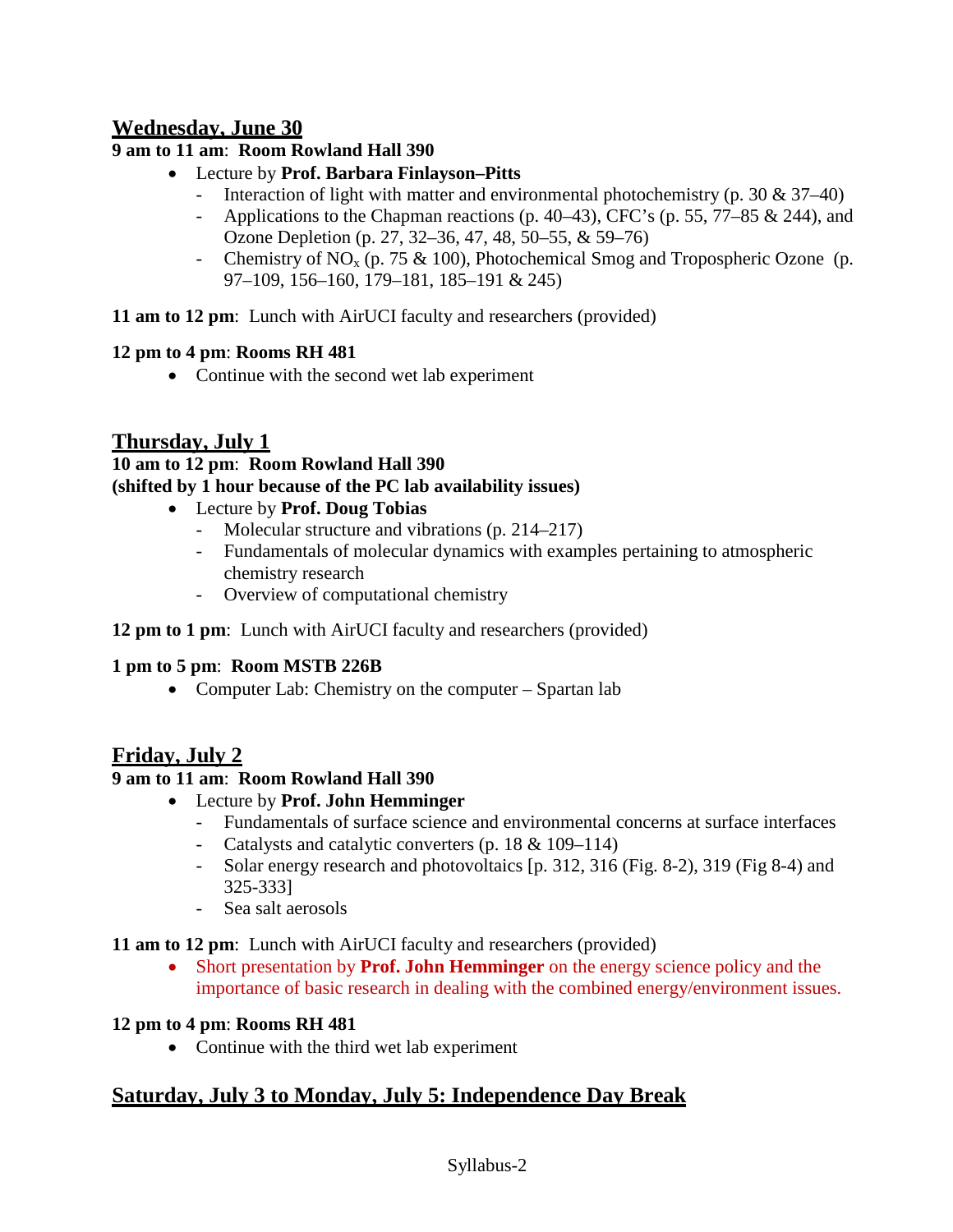## Wednesday, June 30

**9 am to 11 am**: **Room Rowland Hall 390**

- Lecture by **Prof. Barbara Finlayson–Pitts**
  - Interaction of light with matter and environmental photochemistry (p. 30 & 37–40)
  - Applications to the Chapman reactions (p. 40–43), CFC's (p. 55, 77–85 & 244), and Ozone Depletion (p. 27, 32–36, 47, 48, 50–55, & 59–76)
  - Chemistry of $NO_x$ (p. 75 & 100), Photochemical Smog and Tropospheric Ozone (p. 97–109, 156–160, 179–181, 185–191 & 245)

**11 am to 12 pm**: Lunch with AirUCI faculty and researchers (provided)

**12 pm to 4 pm**: **Rooms RH 481**

- Continue with the second wet lab experiment

## Thursday, July 1

**10 am to 12 pm**: **Room Rowland Hall 390**
**(shifted by 1 hour because of the PC lab availability issues)**

- Lecture by **Prof. Doug Tobias**
  - Molecular structure and vibrations (p. 214–217)
  - Fundamentals of molecular dynamics with examples pertaining to atmospheric chemistry research
  - Overview of computational chemistry

**12 pm to 1 pm**: Lunch with AirUCI faculty and researchers (provided)

**1 pm to 5 pm**: **Room MSTB 226B**

- Computer Lab: Chemistry on the computer – Spartan lab

## Friday, July 2

**9 am to 11 am**: **Room Rowland Hall 390**

- Lecture by **Prof. John Hemminger**
  - Fundamentals of surface science and environmental concerns at surface interfaces
  - Catalysts and catalytic converters (p. 18 & 109–114)
  - Solar energy research and photovoltaics [p. 312, 316 (Fig. 8-2), 319 (Fig 8-4) and 325-333]
  - Sea salt aerosols

**11 am to 12 pm**: Lunch with AirUCI faculty and researchers (provided)

- Short presentation by **Prof. John Hemminger** on the energy science policy and the importance of basic research in dealing with the combined energy/environment issues.

**12 pm to 4 pm**: **Rooms RH 481**

- Continue with the third wet lab experiment

## Saturday, July 3 to Monday, July 5: Independence Day Break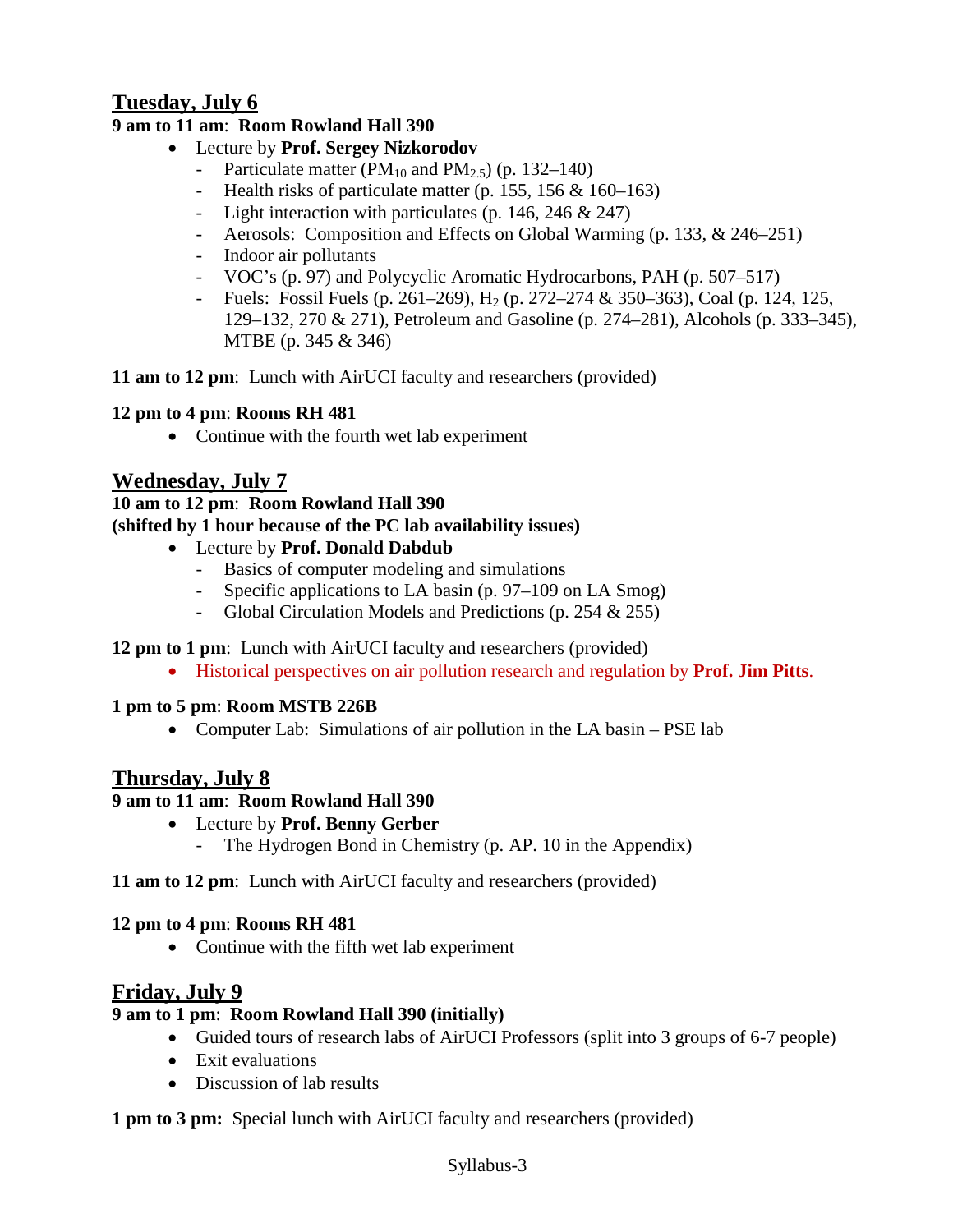## Tuesday, July 6

**9 am to 11 am**: **Room Rowland Hall 390**

- Lecture by **Prof. Sergey Nizkorodov**
  - Particulate matter ($PM_{10}$ and $PM_{2.5}$) (p. 132–140)
  - Health risks of particulate matter (p. 155, 156 & 160–163)
  - Light interaction with particulates (p. 146, 246 & 247)
  - Aerosols: Composition and Effects on Global Warming (p. 133, & 246–251)
  - Indoor air pollutants
  - VOC's (p. 97) and Polycyclic Aromatic Hydrocarbons, PAH (p. 507–517)
  - Fuels: Fossil Fuels (p. 261–269), $H_2$ (p. 272–274 & 350–363), Coal (p. 124, 125, 129–132, 270 & 271), Petroleum and Gasoline (p. 274–281), Alcohols (p. 333–345), MTBE (p. 345 & 346)

**11 am to 12 pm**: Lunch with AirUCI faculty and researchers (provided)

**12 pm to 4 pm**: **Rooms RH 481**

- Continue with the fourth wet lab experiment

## Wednesday, July 7

**10 am to 12 pm**: **Room Rowland Hall 390**
**(shifted by 1 hour because of the PC lab availability issues)**

- Lecture by **Prof. Donald Dabdub**
  - Basics of computer modeling and simulations
  - Specific applications to LA basin (p. 97–109 on LA Smog)
  - Global Circulation Models and Predictions (p. 254 & 255)

**12 pm to 1 pm**: Lunch with AirUCI faculty and researchers (provided)

- Historical perspectives on air pollution research and regulation by **Prof. Jim Pitts**.

**1 pm to 5 pm**: **Room MSTB 226B**

- Computer Lab: Simulations of air pollution in the LA basin – PSE lab

## Thursday, July 8

**9 am to 11 am**: **Room Rowland Hall 390**

- Lecture by **Prof. Benny Gerber**
  - The Hydrogen Bond in Chemistry (p. AP. 10 in the Appendix)

**11 am to 12 pm**: Lunch with AirUCI faculty and researchers (provided)

**12 pm to 4 pm**: **Rooms RH 481**

- Continue with the fifth wet lab experiment

## Friday, July 9

**9 am to 1 pm**: **Room Rowland Hall 390 (initially)**

- Guided tours of research labs of AirUCI Professors (split into 3 groups of 6-7 people)
- Exit evaluations
- Discussion of lab results

**1 pm to 3 pm:** Special lunch with AirUCI faculty and researchers (provided)